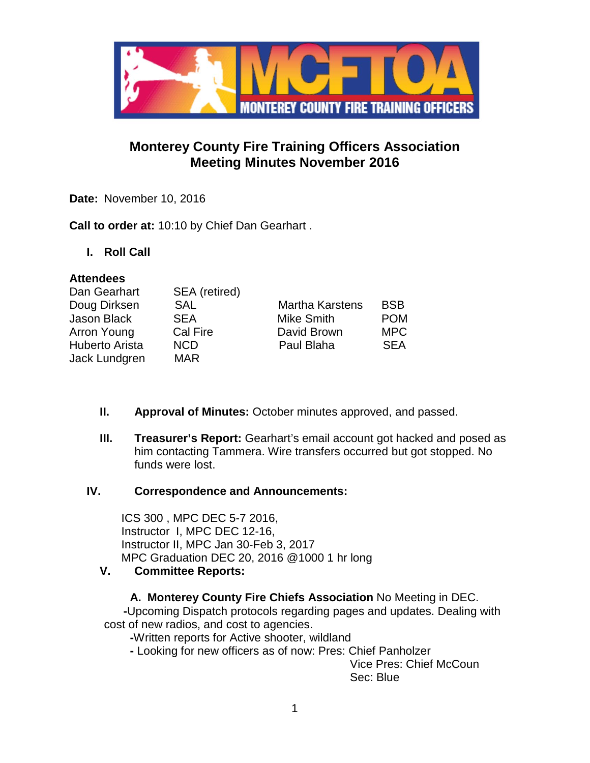# Monterey County Fire Training Officers Association
## Meeting Minutes November 2016

**Date:** November 10, 2016

**Call to order at:** 10:10 by Chief Dan Gearhart .

### I. Roll Call

**Attendees**

| | | | |
|---|---|---|---|
| Dan Gearhart | SEA (retired) | | |
| Doug Dirksen | SAL | Martha Karstens | BSB |
| Jason Black | SEA | Mike Smith | POM |
| Arron Young | Cal Fire | David Brown | MPC |
| Huberto Arista | NCD | Paul Blaha | SEA |
| Jack Lundgren | MAR | | |

**II. Approval of Minutes:** October minutes approved, and passed.

**III. Treasurer's Report:** Gearhart's email account got hacked and posed as him contacting Tammera. Wire transfers occurred but got stopped. No funds were lost.

### IV. Correspondence and Announcements:

ICS 300 , MPC DEC 5-7 2016,
Instructor I, MPC DEC 12-16,
Instructor II, MPC Jan 30-Feb 3, 2017
MPC Graduation DEC 20, 2016 @1000 1 hr long

### V. Committee Reports:

**A. Monterey County Fire Chiefs Association** No Meeting in DEC.

**-**Upcoming Dispatch protocols regarding pages and updates. Dealing with cost of new radios, and cost to agencies.

**-**Written reports for Active shooter, wildland

**-** Looking for new officers as of now: Pres: Chief Panholzer
Vice Pres: Chief McCoun
Sec: Blue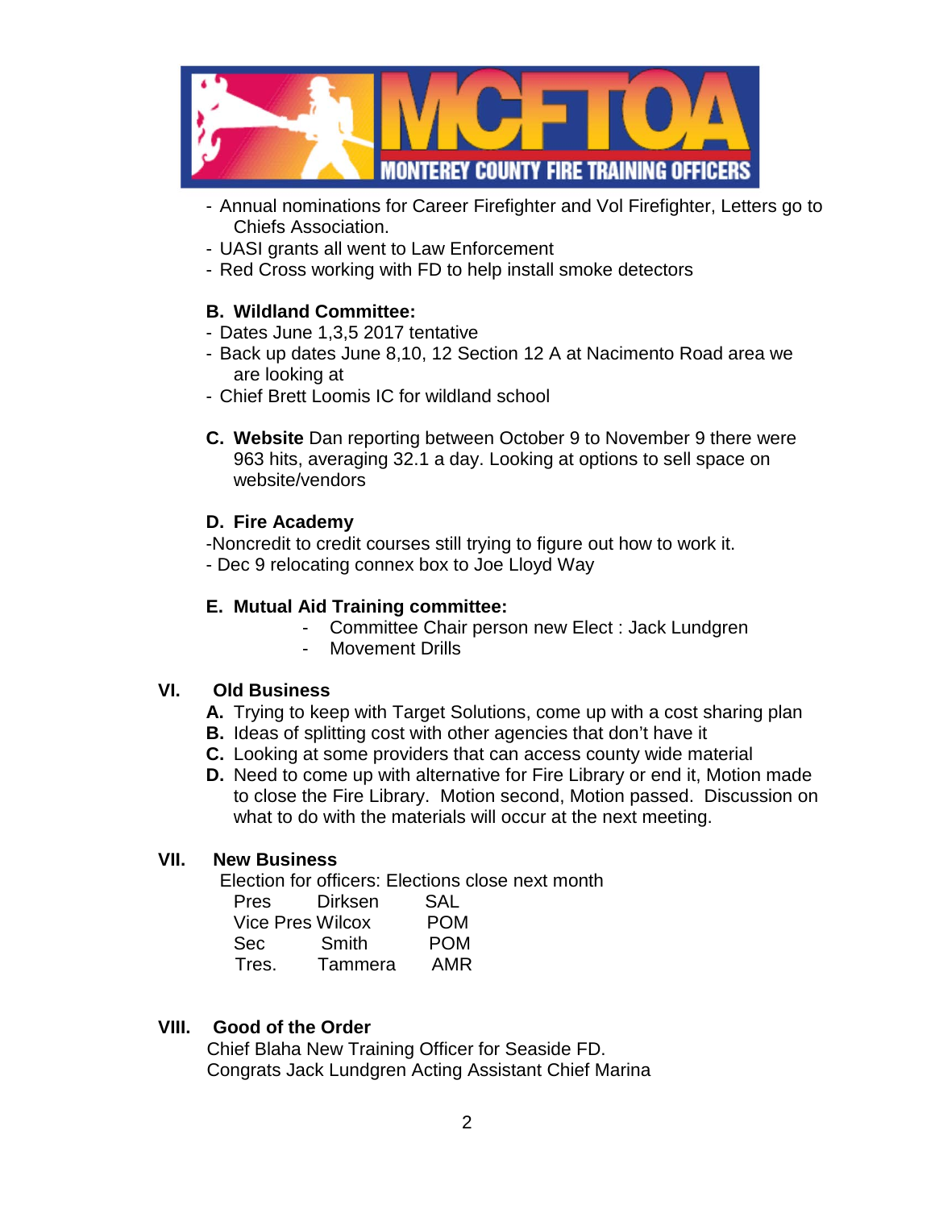- Annual nominations for Career Firefighter and Vol Firefighter, Letters go to Chiefs Association.
- UASI grants all went to Law Enforcement
- Red Cross working with FD to help install smoke detectors

**B. Wildland Committee:**

- Dates June 1,3,5 2017 tentative
- Back up dates June 8,10, 12 Section 12 A at Nacimento Road area we are looking at
- Chief Brett Loomis IC for wildland school

**C. Website** Dan reporting between October 9 to November 9 there were 963 hits, averaging 32.1 a day. Looking at options to sell space on website/vendors

**D. Fire Academy**

-Noncredit to credit courses still trying to figure out how to work it.
- Dec 9 relocating connex box to Joe Lloyd Way

**E. Mutual Aid Training committee:**

- Committee Chair person new Elect : Jack Lundgren
- Movement Drills

## VI. Old Business

**A.** Trying to keep with Target Solutions, come up with a cost sharing plan
**B.** Ideas of splitting cost with other agencies that don't have it
**C.** Looking at some providers that can access county wide material
**D.** Need to come up with alternative for Fire Library or end it, Motion made to close the Fire Library. Motion second, Motion passed. Discussion on what to do with the materials will occur at the next meeting.

## VII. New Business

Election for officers: Elections close next month

| | | |
|---|---|---|
| Pres | Dirksen | SAL |
| Vice Pres | Wilcox | POM |
| Sec | Smith | POM |
| Tres. | Tammera | AMR |

## VIII. Good of the Order

Chief Blaha New Training Officer for Seaside FD.
Congrats Jack Lundgren Acting Assistant Chief Marina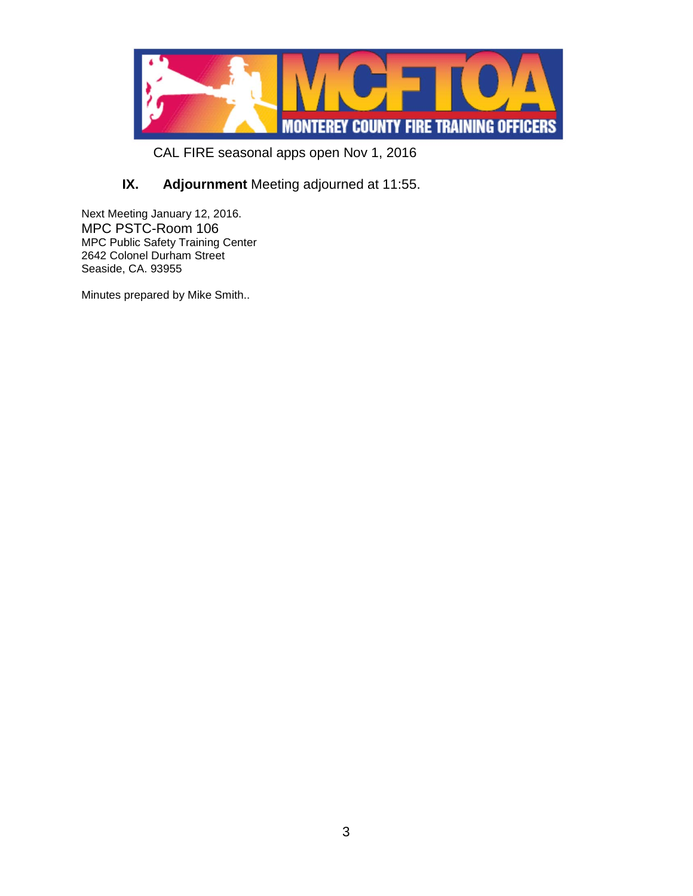CAL FIRE seasonal apps open Nov 1, 2016

**IX. Adjournment** Meeting adjourned at 11:55.

Next Meeting January 12, 2016.
MPC PSTC-Room 106
MPC Public Safety Training Center
2642 Colonel Durham Street
Seaside, CA. 93955

Minutes prepared by Mike Smith..